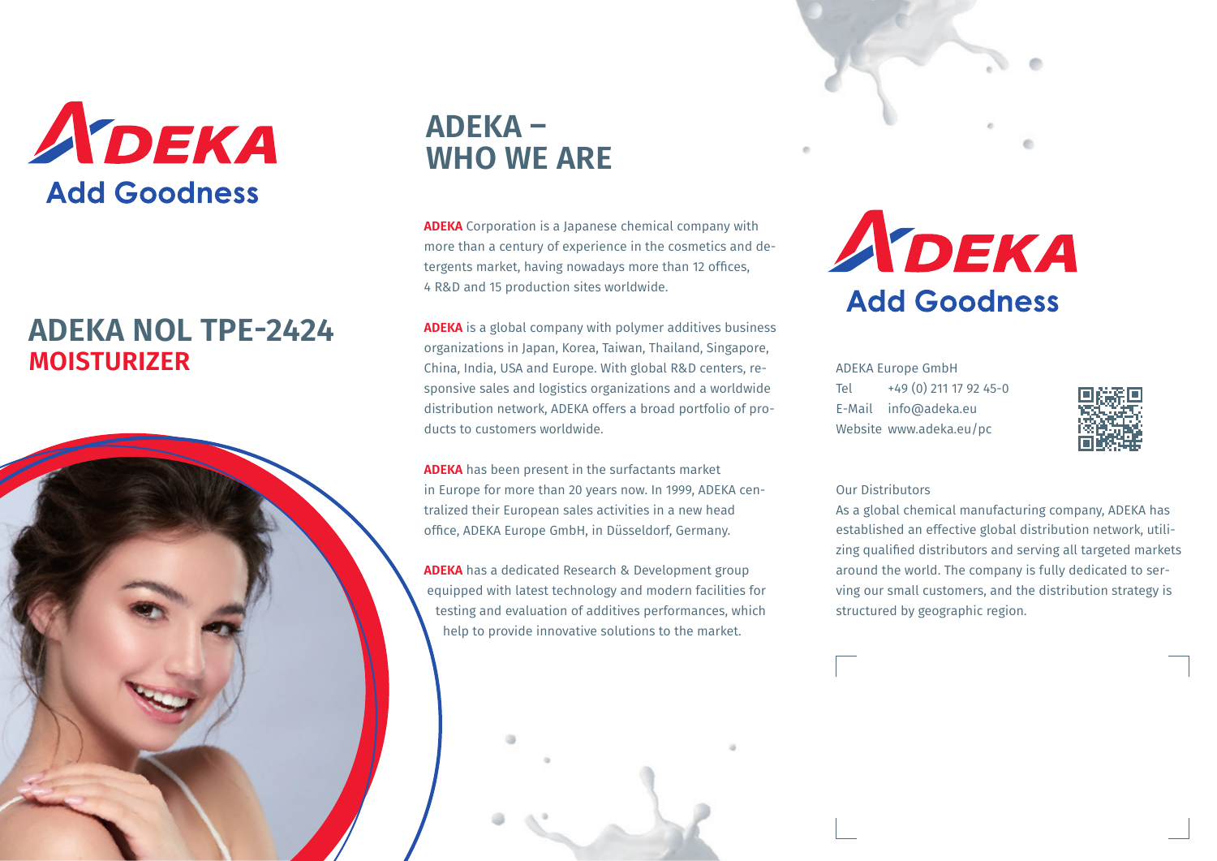ADEKA
Add Goodness

# ADEKA NOL TPE-2424

## MOISTURIZER

# ADEKA – WHO WE ARE

**ADEKA** Corporation is a Japanese chemical company with more than a century of experience in the cosmetics and detergents market, having nowadays more than 12 offices, 4 R&D and 15 production sites worldwide.

**ADEKA** is a global company with polymer additives business organizations in Japan, Korea, Taiwan, Thailand, Singapore, China, India, USA and Europe. With global R&D centers, responsive sales and logistics organizations and a worldwide distribution network, ADEKA offers a broad portfolio of products to customers worldwide.

**ADEKA** has been present in the surfactants market in Europe for more than 20 years now. In 1999, ADEKA centralized their European sales activities in a new head office, ADEKA Europe GmbH, in Düsseldorf, Germany.

**ADEKA** has a dedicated Research & Development group equipped with latest technology and modern facilities for testing and evaluation of additives performances, which help to provide innovative solutions to the market.

ADEKA
Add Goodness

ADEKA Europe GmbH
Tel +49 (0) 211 17 92 45-0
E-Mail info@adeka.eu
Website www.adeka.eu/pc

Our Distributors

As a global chemical manufacturing company, ADEKA has established an effective global distribution network, utilizing qualified distributors and serving all targeted markets around the world. The company is fully dedicated to serving our small customers, and the distribution strategy is structured by geographic region.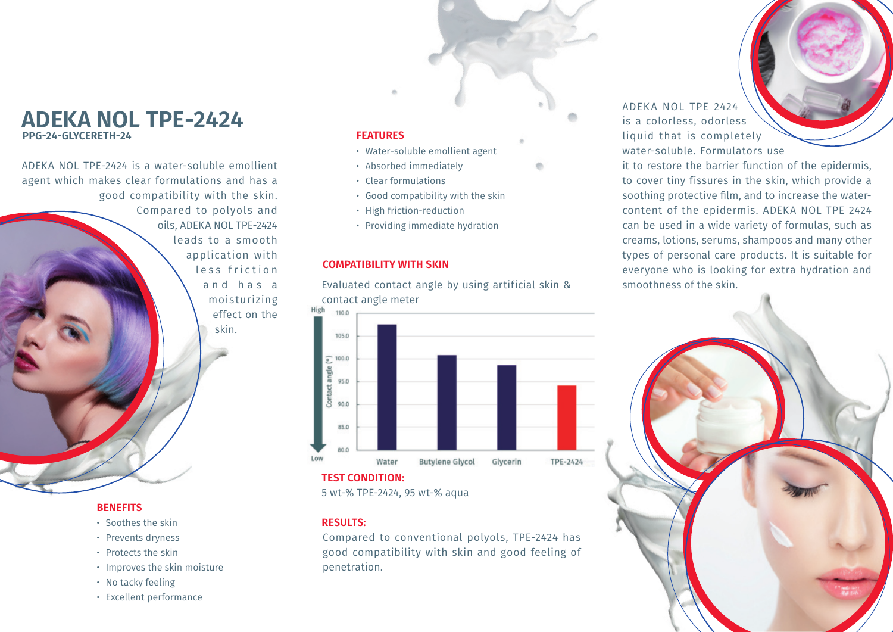# ADEKA NOL TPE-2424

**PPG-24-GLYCERETH-24**

ADEKA NOL TPE-2424 is a water-soluble emollient agent which makes clear formulations and has a good compatibility with the skin. Compared to polyols and oils, ADEKA NOL TPE-2424 leads to a smooth application with less friction and has a moisturizing effect on the skin.

## BENEFITS

- Soothes the skin
- Prevents dryness
- Protects the skin
- Improves the skin moisture
- No tacky feeling
- Excellent performance

## FEATURES

- Water-soluble emollient agent
- Absorbed immediately
- Clear formulations
- Good compatibility with the skin
- High friction-reduction
- Providing immediate hydration

## COMPATIBILITY WITH SKIN

Evaluated contact angle by using artificial skin & contact angle meter

High
Low
Contact angle (°)
110.0
105.0
100.0
95.0
90.0
85.0
80.0
Water
Butylene Glycol
Glycerin
TPE-2424

**TEST CONDITION:**

5 wt-% TPE-2424, 95 wt-% aqua

**RESULTS:**

Compared to conventional polyols, TPE-2424 has good compatibility with skin and good feeling of penetration.

ADEKA NOL TPE 2424 is a colorless, odorless liquid that is completely water-soluble. Formulators use it to restore the barrier function of the epidermis, to cover tiny fissures in the skin, which provide a soothing protective film, and to increase the water-content of the epidermis. ADEKA NOL TPE 2424 can be used in a wide variety of formulas, such as creams, lotions, serums, shampoos and many other types of personal care products. It is suitable for everyone who is looking for extra hydration and smoothness of the skin.